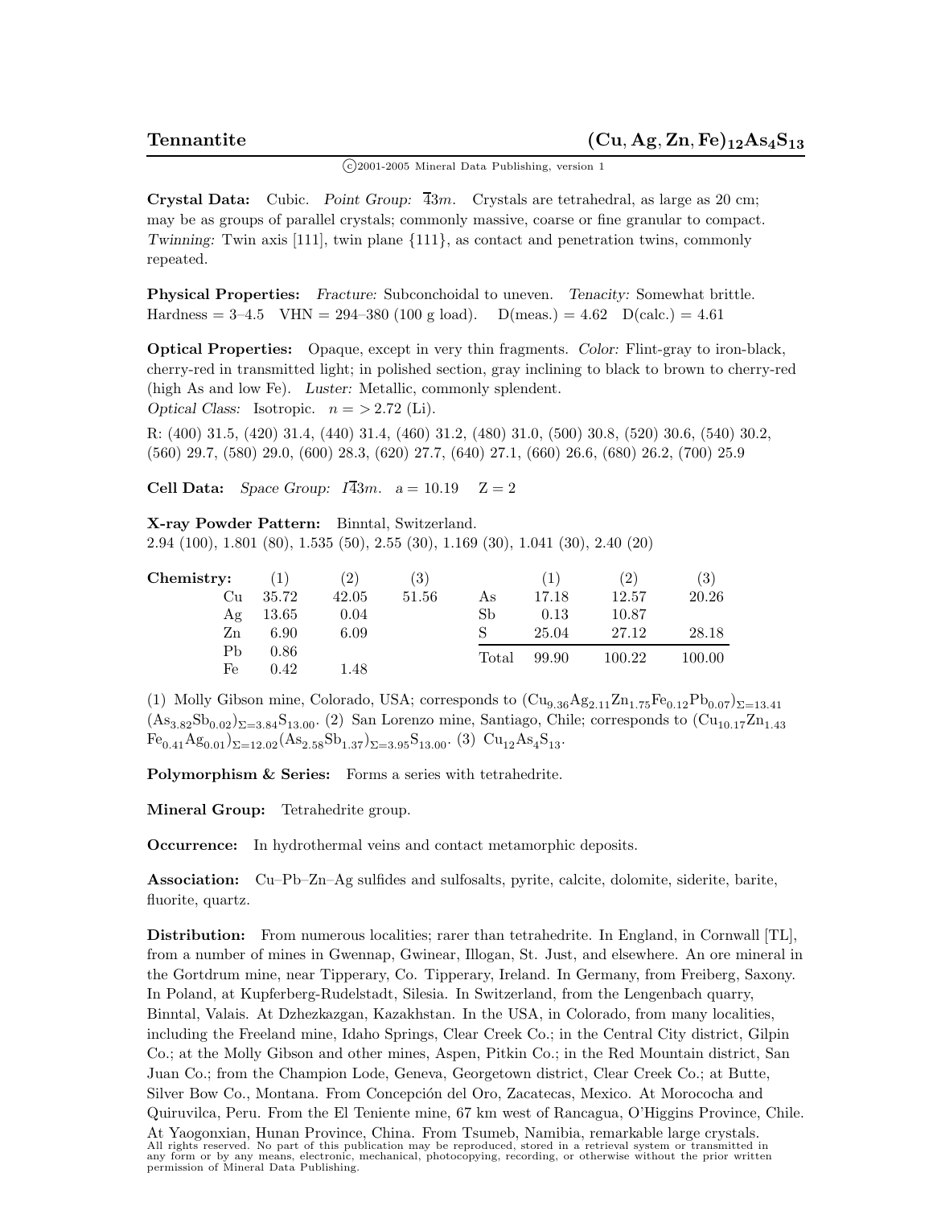# Tennantite $(Cu, Ag, Zn, Fe)_{12}As_4S_{13}$

©2001-2005 Mineral Data Publishing, version 1

**Crystal Data:** Cubic. *Point Group:* $\overline{4}3m$. Crystals are tetrahedral, as large as 20 cm; may be as groups of parallel crystals; commonly massive, coarse or fine granular to compact. *Twinning:* Twin axis [111], twin plane {111}, as contact and penetration twins, commonly repeated.

**Physical Properties:** *Fracture:* Subconchoidal to uneven. *Tenacity:* Somewhat brittle. Hardness = 3–4.5 VHN = 294–380 (100 g load). D(meas.) = 4.62 D(calc.) = 4.61

**Optical Properties:** Opaque, except in very thin fragments. *Color:* Flint-gray to iron-black, cherry-red in transmitted light; in polished section, gray inclining to black to brown to cherry-red (high As and low Fe). *Luster:* Metallic, commonly splendent.
*Optical Class:* Isotropic. n = > 2.72 (Li).

R: (400) 31.5, (420) 31.4, (440) 31.4, (460) 31.2, (480) 31.0, (500) 30.8, (520) 30.6, (540) 30.2, (560) 29.7, (580) 29.0, (600) 28.3, (620) 27.7, (640) 27.1, (660) 26.6, (680) 26.2, (700) 25.9

**Cell Data:** *Space Group:* $I\overline{4}3m$. a = 10.19 Z = 2

**X-ray Powder Pattern:** Binntal, Switzerland.
2.94 (100), 1.801 (80), 1.535 (50), 2.55 (30), 1.169 (30), 1.041 (30), 2.40 (20)

**Chemistry:**

| | (1) | (2) | (3) | | (1) | (2) | (3) |
|---|---|---|---|---|---|---|---|
| Cu | 35.72 | 42.05 | 51.56 | As | 17.18 | 12.57 | 20.26 |
| Ag | 13.65 | 0.04 | | Sb | 0.13 | 10.87 | |
| Zn | 6.90 | 6.09 | | S | 25.04 | 27.12 | 28.18 |
| Pb | 0.86 | | | Total | 99.90 | 100.22 | 100.00 |
| Fe | 0.42 | 1.48 | | | | | |

(1) Molly Gibson mine, Colorado, USA; corresponds to $(Cu_{9.36}Ag_{2.11}Zn_{1.75}Fe_{0.12}Pb_{0.07})_{\Sigma=13.41}$ $(As_{3.82}Sb_{0.02})_{\Sigma=3.84}S_{13.00}$. (2) San Lorenzo mine, Santiago, Chile; corresponds to $(Cu_{10.17}Zn_{1.43}Fe_{0.41}Ag_{0.01})_{\Sigma=12.02}(As_{2.58}Sb_{1.37})_{\Sigma=3.95}S_{13.00}$. (3) $Cu_{12}As_4S_{13}$.

**Polymorphism & Series:** Forms a series with tetrahedrite.

**Mineral Group:** Tetrahedrite group.

**Occurrence:** In hydrothermal veins and contact metamorphic deposits.

**Association:** Cu–Pb–Zn–Ag sulfides and sulfosalts, pyrite, calcite, dolomite, siderite, barite, fluorite, quartz.

**Distribution:** From numerous localities; rarer than tetrahedrite. In England, in Cornwall [TL], from a number of mines in Gwennap, Gwinear, Illogan, St. Just, and elsewhere. An ore mineral in the Gortdrum mine, near Tipperary, Co. Tipperary, Ireland. In Germany, from Freiberg, Saxony. In Poland, at Kupferberg-Rudelstadt, Silesia. In Switzerland, from the Lengenbach quarry, Binntal, Valais. At Dzhezkazgan, Kazakhstan. In the USA, in Colorado, from many localities, including the Freeland mine, Idaho Springs, Clear Creek Co.; in the Central City district, Gilpin Co.; at the Molly Gibson and other mines, Aspen, Pitkin Co.; in the Red Mountain district, San Juan Co.; from the Champion Lode, Geneva, Georgetown district, Clear Creek Co.; at Butte, Silver Bow Co., Montana. From Concepción del Oro, Zacatecas, Mexico. At Morococha and Quiruvilca, Peru. From the El Teniente mine, 67 km west of Rancagua, O'Higgins Province, Chile. At Yaogonxian, Hunan Province, China. From Tsumeb, Namibia, remarkable large crystals.

All rights reserved. No part of this publication may be reproduced, stored in a retrieval system or transmitted in any form or by any means, electronic, mechanical, photocopying, recording, or otherwise without the prior written permission of Mineral Data Publishing.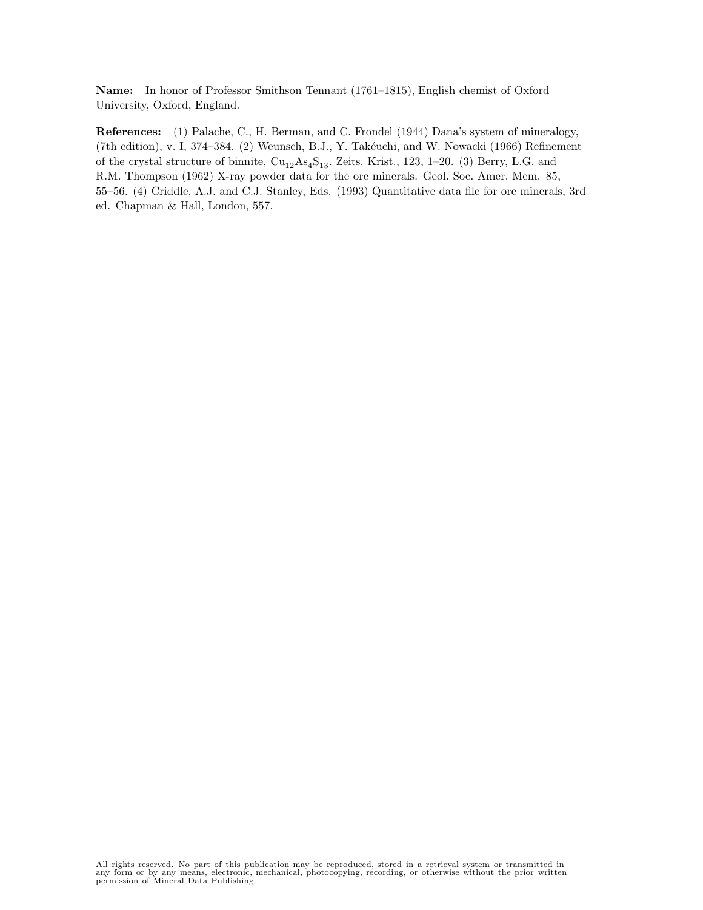**Name:** In honor of Professor Smithson Tennant (1761–1815), English chemist of Oxford University, Oxford, England.

**References:** (1) Palache, C., H. Berman, and C. Frondel (1944) Dana's system of mineralogy, (7th edition), v. I, 374–384. (2) Weunsch, B.J., Y. Takéuchi, and W. Nowacki (1966) Refinement of the crystal structure of binnite, $Cu_{12}As_4S_{13}$. Zeits. Krist., 123, 1–20. (3) Berry, L.G. and R.M. Thompson (1962) X-ray powder data for the ore minerals. Geol. Soc. Amer. Mem. 85, 55–56. (4) Criddle, A.J. and C.J. Stanley, Eds. (1993) Quantitative data file for ore minerals, 3rd ed. Chapman & Hall, London, 557.

All rights reserved. No part of this publication may be reproduced, stored in a retrieval system or transmitted in any form or by any means, electronic, mechanical, photocopying, recording, or otherwise without the prior written permission of Mineral Data Publishing.